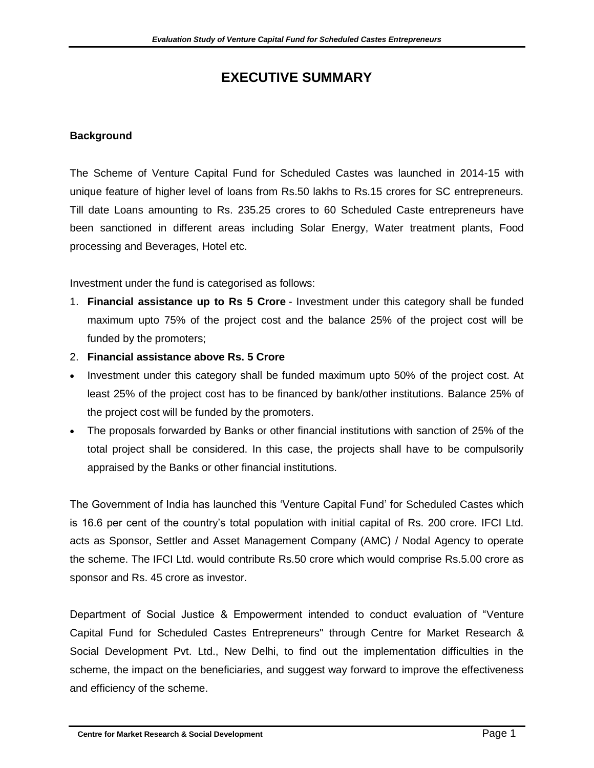# EXECUTIVE SUMMARY

**Background**

The Scheme of Venture Capital Fund for Scheduled Castes was launched in 2014-15 with unique feature of higher level of loans from Rs.50 lakhs to Rs.15 crores for SC entrepreneurs. Till date Loans amounting to Rs. 235.25 crores to 60 Scheduled Caste entrepreneurs have been sanctioned in different areas including Solar Energy, Water treatment plants, Food processing and Beverages, Hotel etc.

Investment under the fund is categorised as follows:

1. **Financial assistance up to Rs 5 Crore** - Investment under this category shall be funded maximum upto 75% of the project cost and the balance 25% of the project cost will be funded by the promoters;
2. **Financial assistance above Rs. 5 Crore**

- Investment under this category shall be funded maximum upto 50% of the project cost. At least 25% of the project cost has to be financed by bank/other institutions. Balance 25% of the project cost will be funded by the promoters.
- The proposals forwarded by Banks or other financial institutions with sanction of 25% of the total project shall be considered. In this case, the projects shall have to be compulsorily appraised by the Banks or other financial institutions.

The Government of India has launched this 'Venture Capital Fund' for Scheduled Castes which is 16.6 per cent of the country's total population with initial capital of Rs. 200 crore. IFCI Ltd. acts as Sponsor, Settler and Asset Management Company (AMC) / Nodal Agency to operate the scheme. The IFCI Ltd. would contribute Rs.50 crore which would comprise Rs.5.00 crore as sponsor and Rs. 45 crore as investor.

Department of Social Justice & Empowerment intended to conduct evaluation of "Venture Capital Fund for Scheduled Castes Entrepreneurs" through Centre for Market Research & Social Development Pvt. Ltd., New Delhi, to find out the implementation difficulties in the scheme, the impact on the beneficiaries, and suggest way forward to improve the effectiveness and efficiency of the scheme.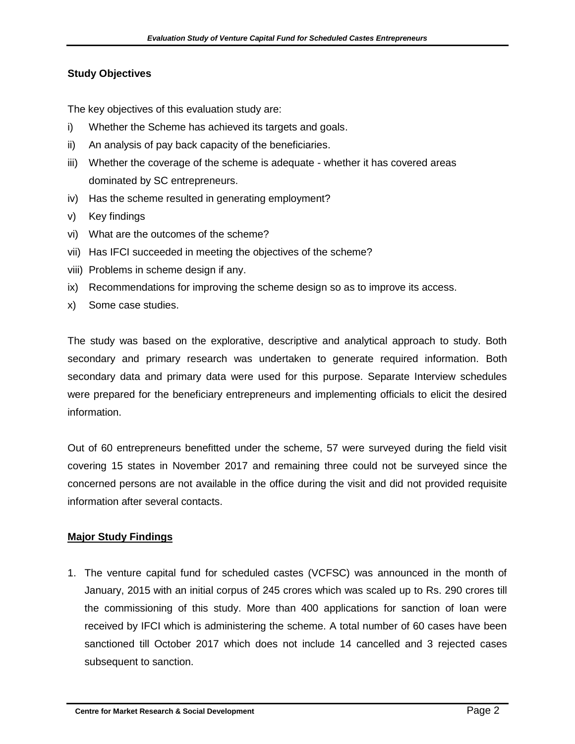**Study Objectives**

The key objectives of this evaluation study are:

i) Whether the Scheme has achieved its targets and goals.

ii) An analysis of pay back capacity of the beneficiaries.

iii) Whether the coverage of the scheme is adequate - whether it has covered areas dominated by SC entrepreneurs.

iv) Has the scheme resulted in generating employment?

v) Key findings

vi) What are the outcomes of the scheme?

vii) Has IFCI succeeded in meeting the objectives of the scheme?

viii) Problems in scheme design if any.

ix) Recommendations for improving the scheme design so as to improve its access.

x) Some case studies.

The study was based on the explorative, descriptive and analytical approach to study. Both secondary and primary research was undertaken to generate required information. Both secondary data and primary data were used for this purpose. Separate Interview schedules were prepared for the beneficiary entrepreneurs and implementing officials to elicit the desired information.

Out of 60 entrepreneurs benefitted under the scheme, 57 were surveyed during the field visit covering 15 states in November 2017 and remaining three could not be surveyed since the concerned persons are not available in the office during the visit and did not provided requisite information after several contacts.

**Major Study Findings**

1. The venture capital fund for scheduled castes (VCFSC) was announced in the month of January, 2015 with an initial corpus of 245 crores which was scaled up to Rs. 290 crores till the commissioning of this study. More than 400 applications for sanction of loan were received by IFCI which is administering the scheme. A total number of 60 cases have been sanctioned till October 2017 which does not include 14 cancelled and 3 rejected cases subsequent to sanction.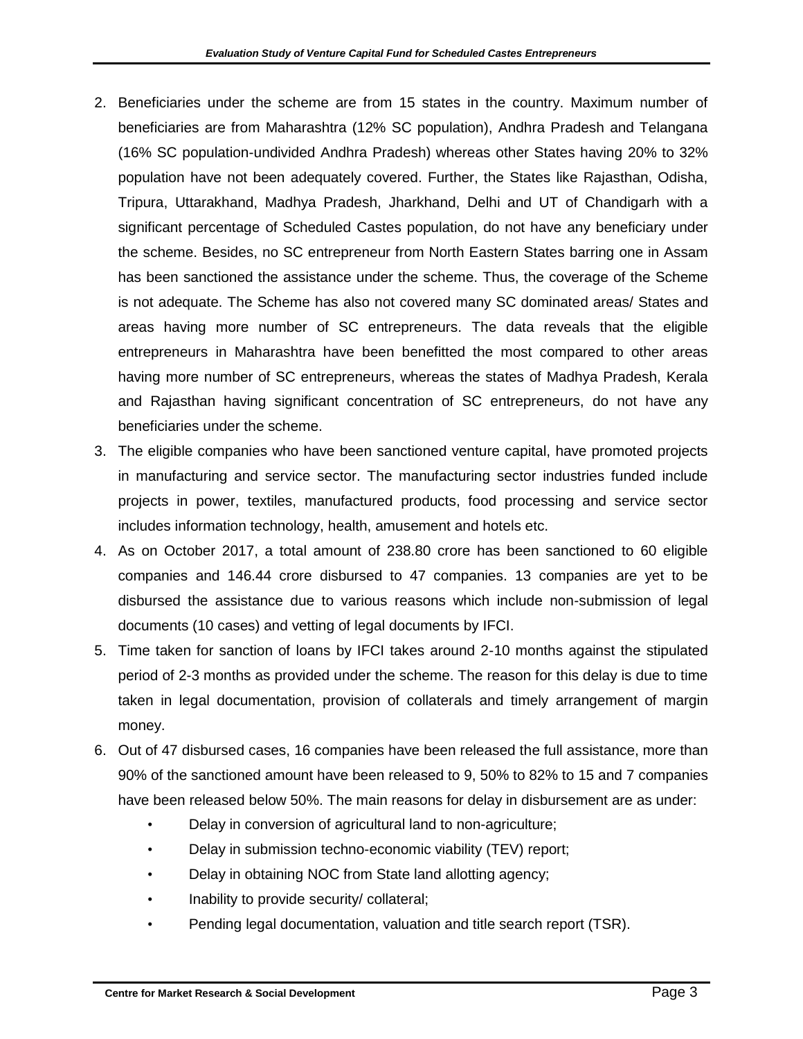2. Beneficiaries under the scheme are from 15 states in the country. Maximum number of beneficiaries are from Maharashtra (12% SC population), Andhra Pradesh and Telangana (16% SC population-undivided Andhra Pradesh) whereas other States having 20% to 32% population have not been adequately covered. Further, the States like Rajasthan, Odisha, Tripura, Uttarakhand, Madhya Pradesh, Jharkhand, Delhi and UT of Chandigarh with a significant percentage of Scheduled Castes population, do not have any beneficiary under the scheme. Besides, no SC entrepreneur from North Eastern States barring one in Assam has been sanctioned the assistance under the scheme. Thus, the coverage of the Scheme is not adequate. The Scheme has also not covered many SC dominated areas/ States and areas having more number of SC entrepreneurs. The data reveals that the eligible entrepreneurs in Maharashtra have been benefitted the most compared to other areas having more number of SC entrepreneurs, whereas the states of Madhya Pradesh, Kerala and Rajasthan having significant concentration of SC entrepreneurs, do not have any beneficiaries under the scheme.
3. The eligible companies who have been sanctioned venture capital, have promoted projects in manufacturing and service sector. The manufacturing sector industries funded include projects in power, textiles, manufactured products, food processing and service sector includes information technology, health, amusement and hotels etc.
4. As on October 2017, a total amount of 238.80 crore has been sanctioned to 60 eligible companies and 146.44 crore disbursed to 47 companies. 13 companies are yet to be disbursed the assistance due to various reasons which include non-submission of legal documents (10 cases) and vetting of legal documents by IFCI.
5. Time taken for sanction of loans by IFCI takes around 2-10 months against the stipulated period of 2-3 months as provided under the scheme. The reason for this delay is due to time taken in legal documentation, provision of collaterals and timely arrangement of margin money.
6. Out of 47 disbursed cases, 16 companies have been released the full assistance, more than 90% of the sanctioned amount have been released to 9, 50% to 82% to 15 and 7 companies have been released below 50%. The main reasons for delay in disbursement are as under:
   - Delay in conversion of agricultural land to non-agriculture;
   - Delay in submission techno-economic viability (TEV) report;
   - Delay in obtaining NOC from State land allotting agency;
   - Inability to provide security/ collateral;
   - Pending legal documentation, valuation and title search report (TSR).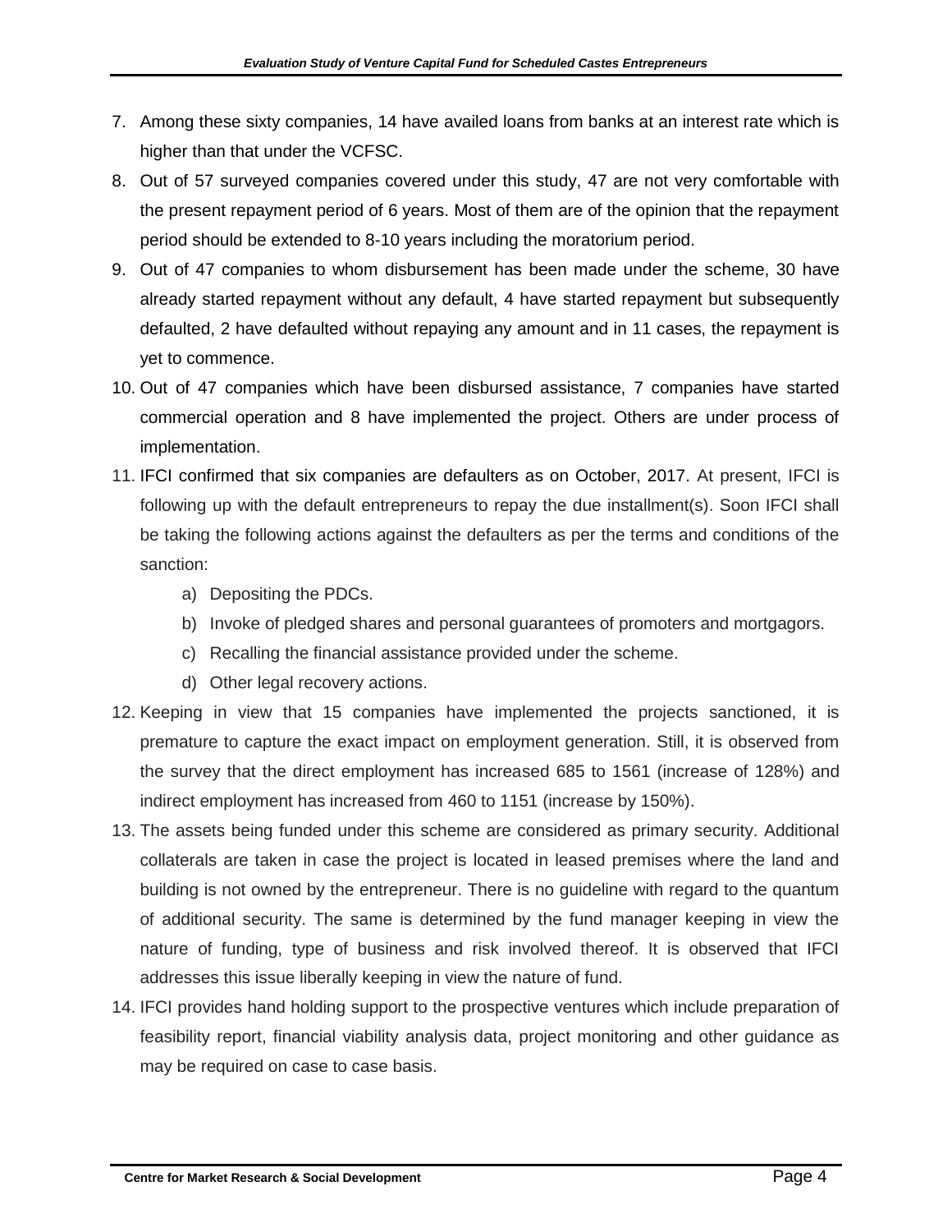7. Among these sixty companies, 14 have availed loans from banks at an interest rate which is higher than that under the VCFSC.
8. Out of 57 surveyed companies covered under this study, 47 are not very comfortable with the present repayment period of 6 years. Most of them are of the opinion that the repayment period should be extended to 8-10 years including the moratorium period.
9. Out of 47 companies to whom disbursement has been made under the scheme, 30 have already started repayment without any default, 4 have started repayment but subsequently defaulted, 2 have defaulted without repaying any amount and in 11 cases, the repayment is yet to commence.
10. Out of 47 companies which have been disbursed assistance, 7 companies have started commercial operation and 8 have implemented the project. Others are under process of implementation.
11. IFCI confirmed that six companies are defaulters as on October, 2017. At present, IFCI is following up with the default entrepreneurs to repay the due installment(s). Soon IFCI shall be taking the following actions against the defaulters as per the terms and conditions of the sanction:
    a) Depositing the PDCs.
    b) Invoke of pledged shares and personal guarantees of promoters and mortgagors.
    c) Recalling the financial assistance provided under the scheme.
    d) Other legal recovery actions.
12. Keeping in view that 15 companies have implemented the projects sanctioned, it is premature to capture the exact impact on employment generation. Still, it is observed from the survey that the direct employment has increased 685 to 1561 (increase of 128%) and indirect employment has increased from 460 to 1151 (increase by 150%).
13. The assets being funded under this scheme are considered as primary security. Additional collaterals are taken in case the project is located in leased premises where the land and building is not owned by the entrepreneur. There is no guideline with regard to the quantum of additional security. The same is determined by the fund manager keeping in view the nature of funding, type of business and risk involved thereof. It is observed that IFCI addresses this issue liberally keeping in view the nature of fund.
14. IFCI provides hand holding support to the prospective ventures which include preparation of feasibility report, financial viability analysis data, project monitoring and other guidance as may be required on case to case basis.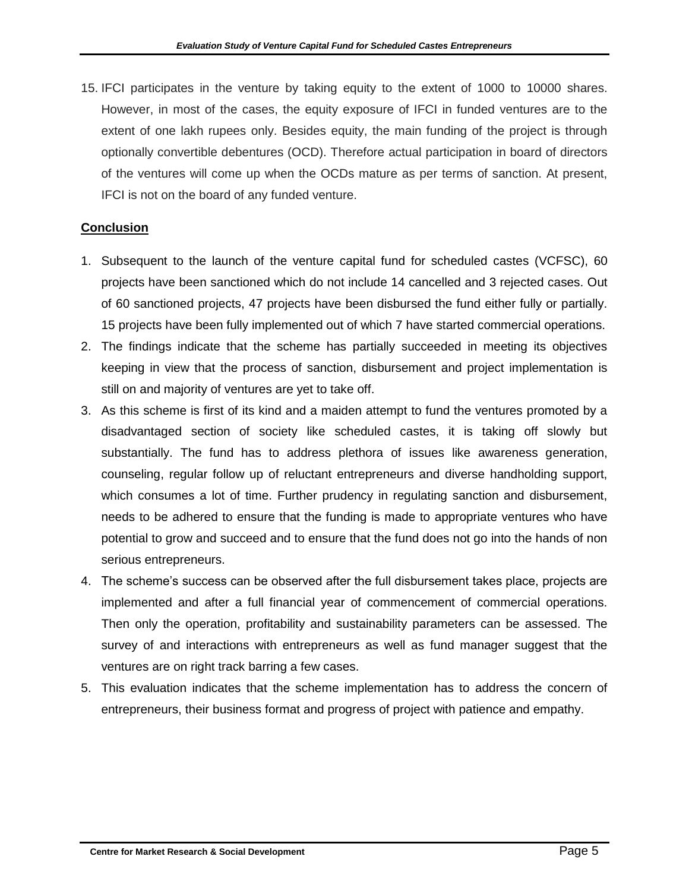15. IFCI participates in the venture by taking equity to the extent of 1000 to 10000 shares. However, in most of the cases, the equity exposure of IFCI in funded ventures are to the extent of one lakh rupees only. Besides equity, the main funding of the project is through optionally convertible debentures (OCD). Therefore actual participation in board of directors of the ventures will come up when the OCDs mature as per terms of sanction. At present, IFCI is not on the board of any funded venture.

## Conclusion

1. Subsequent to the launch of the venture capital fund for scheduled castes (VCFSC), 60 projects have been sanctioned which do not include 14 cancelled and 3 rejected cases. Out of 60 sanctioned projects, 47 projects have been disbursed the fund either fully or partially. 15 projects have been fully implemented out of which 7 have started commercial operations.
2. The findings indicate that the scheme has partially succeeded in meeting its objectives keeping in view that the process of sanction, disbursement and project implementation is still on and majority of ventures are yet to take off.
3. As this scheme is first of its kind and a maiden attempt to fund the ventures promoted by a disadvantaged section of society like scheduled castes, it is taking off slowly but substantially. The fund has to address plethora of issues like awareness generation, counseling, regular follow up of reluctant entrepreneurs and diverse handholding support, which consumes a lot of time. Further prudency in regulating sanction and disbursement, needs to be adhered to ensure that the funding is made to appropriate ventures who have potential to grow and succeed and to ensure that the fund does not go into the hands of non serious entrepreneurs.
4. The scheme's success can be observed after the full disbursement takes place, projects are implemented and after a full financial year of commencement of commercial operations. Then only the operation, profitability and sustainability parameters can be assessed. The survey of and interactions with entrepreneurs as well as fund manager suggest that the ventures are on right track barring a few cases.
5. This evaluation indicates that the scheme implementation has to address the concern of entrepreneurs, their business format and progress of project with patience and empathy.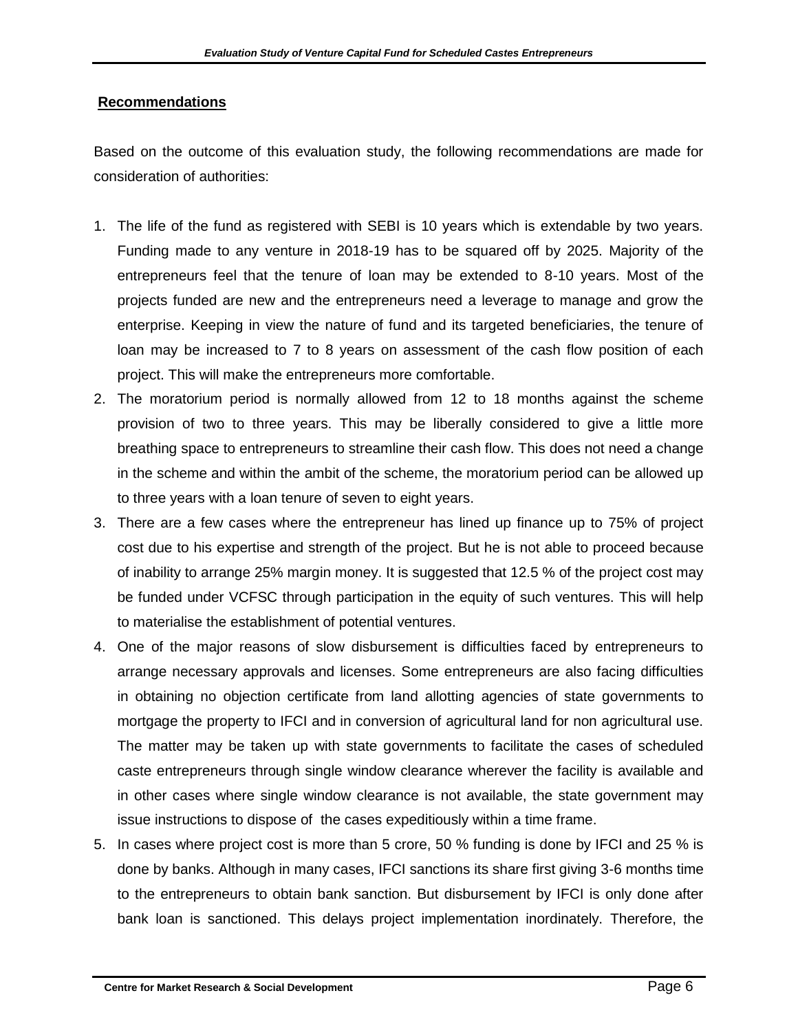**Recommendations**

Based on the outcome of this evaluation study, the following recommendations are made for consideration of authorities:

1. The life of the fund as registered with SEBI is 10 years which is extendable by two years. Funding made to any venture in 2018-19 has to be squared off by 2025. Majority of the entrepreneurs feel that the tenure of loan may be extended to 8-10 years. Most of the projects funded are new and the entrepreneurs need a leverage to manage and grow the enterprise. Keeping in view the nature of fund and its targeted beneficiaries, the tenure of loan may be increased to 7 to 8 years on assessment of the cash flow position of each project. This will make the entrepreneurs more comfortable.
2. The moratorium period is normally allowed from 12 to 18 months against the scheme provision of two to three years. This may be liberally considered to give a little more breathing space to entrepreneurs to streamline their cash flow. This does not need a change in the scheme and within the ambit of the scheme, the moratorium period can be allowed up to three years with a loan tenure of seven to eight years.
3. There are a few cases where the entrepreneur has lined up finance up to 75% of project cost due to his expertise and strength of the project. But he is not able to proceed because of inability to arrange 25% margin money. It is suggested that 12.5 % of the project cost may be funded under VCFSC through participation in the equity of such ventures. This will help to materialise the establishment of potential ventures.
4. One of the major reasons of slow disbursement is difficulties faced by entrepreneurs to arrange necessary approvals and licenses. Some entrepreneurs are also facing difficulties in obtaining no objection certificate from land allotting agencies of state governments to mortgage the property to IFCI and in conversion of agricultural land for non agricultural use. The matter may be taken up with state governments to facilitate the cases of scheduled caste entrepreneurs through single window clearance wherever the facility is available and in other cases where single window clearance is not available, the state government may issue instructions to dispose of the cases expeditiously within a time frame.
5. In cases where project cost is more than 5 crore, 50 % funding is done by IFCI and 25 % is done by banks. Although in many cases, IFCI sanctions its share first giving 3-6 months time to the entrepreneurs to obtain bank sanction. But disbursement by IFCI is only done after bank loan is sanctioned. This delays project implementation inordinately. Therefore, the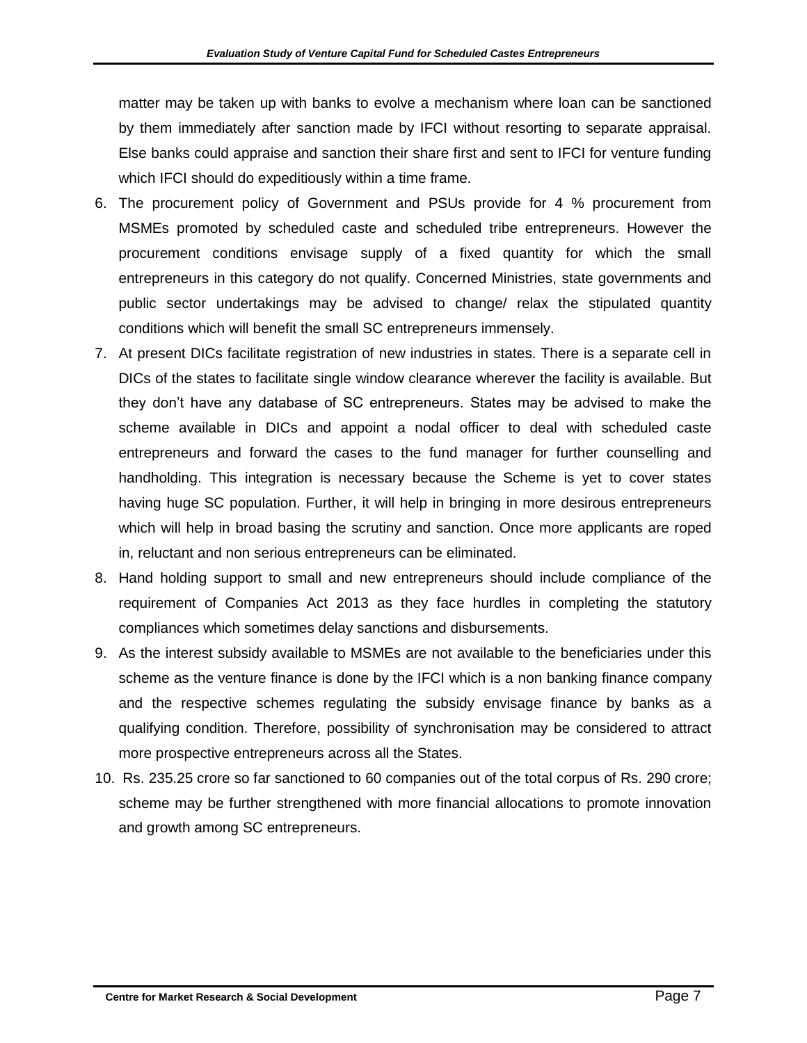matter may be taken up with banks to evolve a mechanism where loan can be sanctioned by them immediately after sanction made by IFCI without resorting to separate appraisal. Else banks could appraise and sanction their share first and sent to IFCI for venture funding which IFCI should do expeditiously within a time frame.

6. The procurement policy of Government and PSUs provide for 4 % procurement from MSMEs promoted by scheduled caste and scheduled tribe entrepreneurs. However the procurement conditions envisage supply of a fixed quantity for which the small entrepreneurs in this category do not qualify. Concerned Ministries, state governments and public sector undertakings may be advised to change/ relax the stipulated quantity conditions which will benefit the small SC entrepreneurs immensely.
7. At present DICs facilitate registration of new industries in states. There is a separate cell in DICs of the states to facilitate single window clearance wherever the facility is available. But they don't have any database of SC entrepreneurs. States may be advised to make the scheme available in DICs and appoint a nodal officer to deal with scheduled caste entrepreneurs and forward the cases to the fund manager for further counselling and handholding. This integration is necessary because the Scheme is yet to cover states having huge SC population. Further, it will help in bringing in more desirous entrepreneurs which will help in broad basing the scrutiny and sanction. Once more applicants are roped in, reluctant and non serious entrepreneurs can be eliminated.
8. Hand holding support to small and new entrepreneurs should include compliance of the requirement of Companies Act 2013 as they face hurdles in completing the statutory compliances which sometimes delay sanctions and disbursements.
9. As the interest subsidy available to MSMEs are not available to the beneficiaries under this scheme as the venture finance is done by the IFCI which is a non banking finance company and the respective schemes regulating the subsidy envisage finance by banks as a qualifying condition. Therefore, possibility of synchronisation may be considered to attract more prospective entrepreneurs across all the States.
10. Rs. 235.25 crore so far sanctioned to 60 companies out of the total corpus of Rs. 290 crore; scheme may be further strengthened with more financial allocations to promote innovation and growth among SC entrepreneurs.